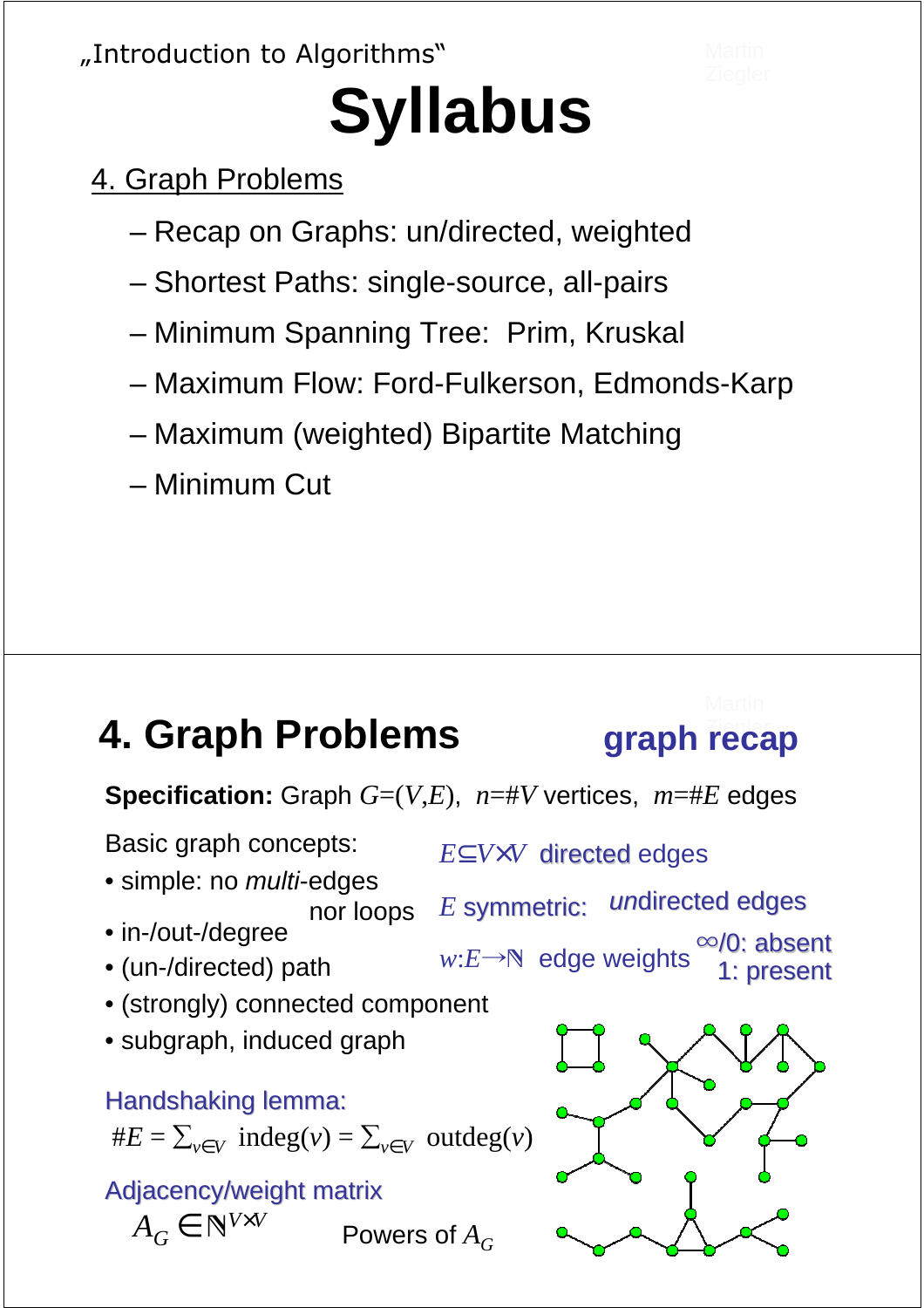„Introduction to Algorithms"

# Syllabus

4. Graph Problems

- Recap on Graphs: un/directed, weighted
- Shortest Paths: single-source, all-pairs
- Minimum Spanning Tree: Prim, Kruskal
- Maximum Flow: Ford-Fulkerson, Edmonds-Karp
- Maximum (weighted) Bipartite Matching
- Minimum Cut

# 4. Graph Problems

## graph recap

**Specification:** Graph $G=(V,E)$, $n=\#V$ vertices, $m=\#E$ edges

Basic graph concepts:

- simple: no *multi*-edges nor loops
- in-/out-degree
- (un-/directed) path
- (strongly) connected component
- subgraph, induced graph

$E \subseteq V \times V$ directed edges

$E$ symmetric: *un*directed edges

$w: E \to \mathbb{N}$ edge weights ∞/0: absent, 1: present

Handshaking lemma:

$\#E = \sum_{v \in V} \text{indeg}(v) = \sum_{v \in V} \text{outdeg}(v)$

Adjacency/weight matrix

$A_G \in \mathbb{N}^{V \times V}$ Powers of $A_G$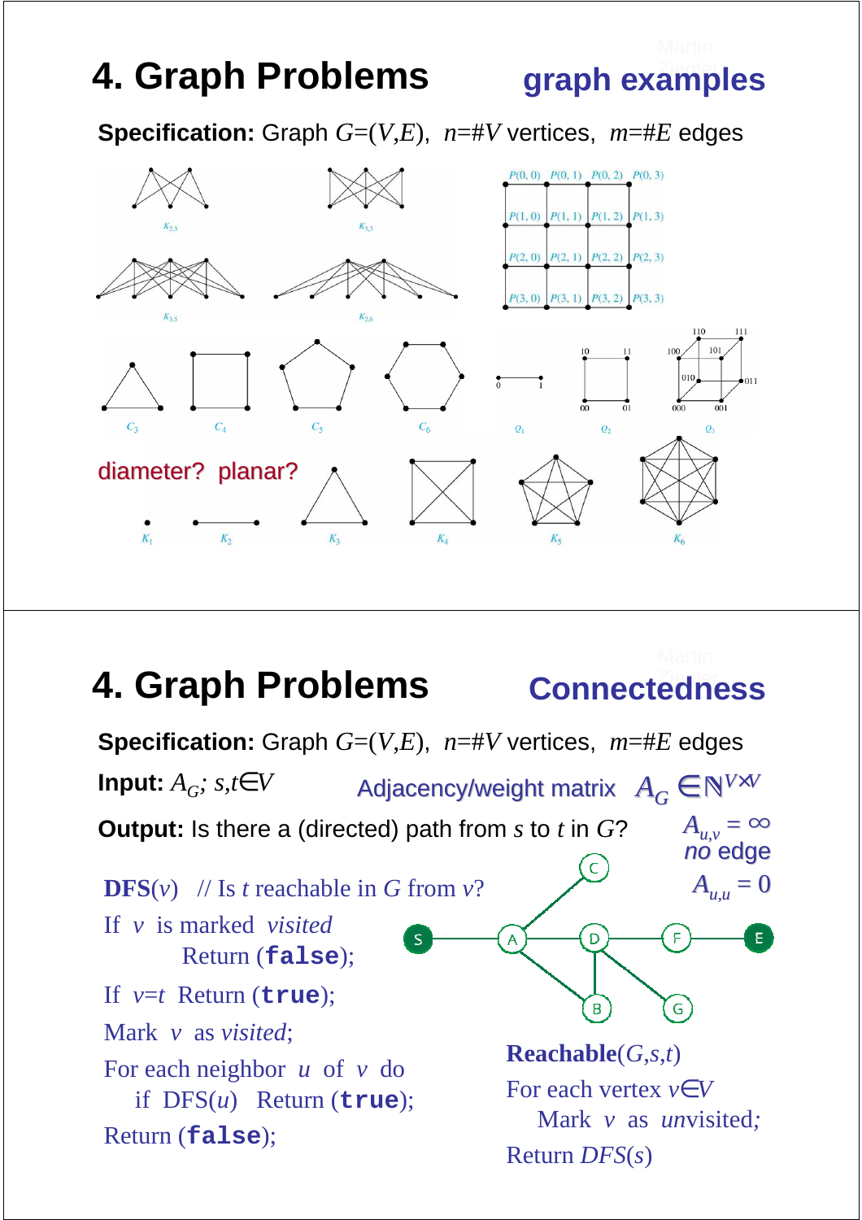# 4. Graph Problems

## graph examples

**Specification:** Graph $G=(V,E)$, $n=\#V$ vertices, $m=\#E$ edges

$K_{2,3}$ $K_{3,3}$ $K_{3,5}$ $K_{2,6}$

$P(0,0)$ $P(0,1)$ $P(0,2)$ $P(0,3)$
$P(1,0)$ $P(1,1)$ $P(1,2)$ $P(1,3)$
$P(2,0)$ $P(2,1)$ $P(2,2)$ $P(2,3)$
$P(3,0)$ $P(3,1)$ $P(3,2)$ $P(3,3)$

$C_3$ $C_4$ $C_5$ $C_6$ $Q_1$ $Q_2$ $Q_3$

diameter? planar?

$K_1$ $K_2$ $K_3$ $K_4$ $K_5$ $K_6$

# 4. Graph Problems

## Connectedness

**Specification:** Graph $G=(V,E)$, $n=\#V$ vertices, $m=\#E$ edges

**Input:** $A_G$; $s,t \in V$ Adjacency/weight matrix $A_G \in \mathbb{N}^{V \times V}$

**Output:** Is there a (directed) path from $s$ to $t$ in $G$?

$A_{u,v} = \infty$ *no* edge

$A_{u,u} = 0$

**DFS**($v$) // Is $t$ reachable in $G$ from $v$?

If $v$ is marked *visited*
  Return (**false**);

If $v=t$ Return (**true**);

Mark $v$ as *visited*;

For each neighbor $u$ of $v$ do
  if DFS($u$) Return (**true**);

Return (**false**);

**Reachable**($G,s,t$)

For each vertex $v \in V$
  Mark $v$ as *unvisited*;

Return *DFS*($s$)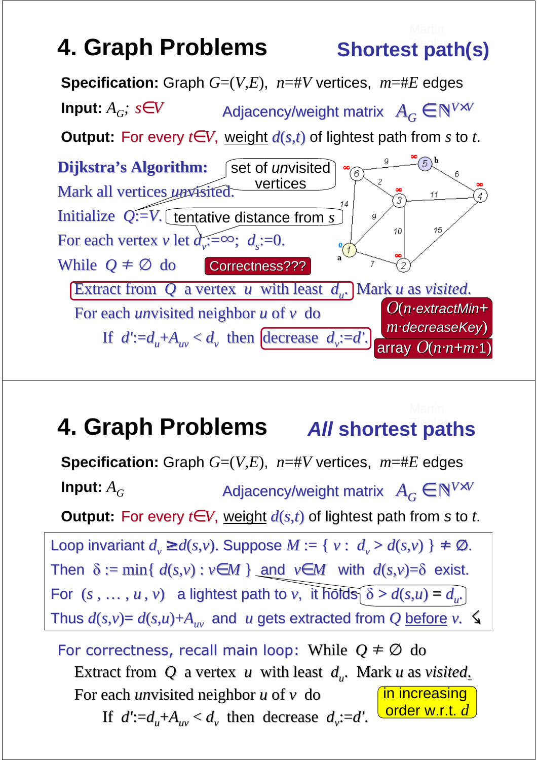# 4. Graph Problems

## Shortest path(s)

**Specification:** Graph $G=(V,E)$, $n=\#V$ vertices, $m=\#E$ edges

**Input:** $A_G$; $s\in V$ Adjacency/weight matrix $A_G \in \mathbb{N}^{V\times V}$

**Output:** For every $t\in V$, weight $d(s,t)$ of lightest path from $s$ to $t$.

**Dijkstra's Algorithm:**

Mark all vertices *un*visited. (set of *un*visited vertices)

Initialize $Q:=V$.

For each vertex $v$ let $d_v:=\infty$; $d_s:=0$. (tentative distance from $s$)

While $Q \neq \emptyset$ do (Correctness???)

- Extract from $Q$ a vertex $u$ with least $d_u$. Mark $u$ as *visited*.
- For each *un*visited neighbor $u$ of $v$ do
  - If $d':=d_u+A_{uv} < d_v$ then decrease $d_v:=d'$.

$O(n\cdot extractMin + m\cdot decreaseKey)$

array $O(n\cdot n+m\cdot 1)$

# 4. Graph Problems

## *All* shortest paths

**Specification:** Graph $G=(V,E)$, $n=\#V$ vertices, $m=\#E$ edges

**Input:** $A_G$ Adjacency/weight matrix $A_G \in \mathbb{N}^{V\times V}$

**Output:** For every $t\in V$, weight $d(s,t)$ of lightest path from $s$ to $t$.

Loop invariant $d_v \geq d(s,v)$. Suppose $M := \{ v : d_v > d(s,v) \} \neq \emptyset$.
Then $\delta := \min\{ d(s,v) : v\in M \}$ and $v\in M$ with $d(s,v)=\delta$ exist.
For $(s, \ldots, u, v)$ a lightest path to $v$, it holds $\delta > d(s,u) = d_u$.
Thus $d(s,v)= d(s,u)+A_{uv}$ and $u$ gets extracted from $Q$ before $v$.

For correctness, recall main loop: While $Q \neq \emptyset$ do

- Extract from $Q$ a vertex $u$ with least $d_u$. Mark $u$ as *visited*.
- For each *un*visited neighbor $u$ of $v$ do
  - If $d':=d_u+A_{uv} < d_v$ then decrease $d_v:=d'$.

in increasing order w.r.t. $d$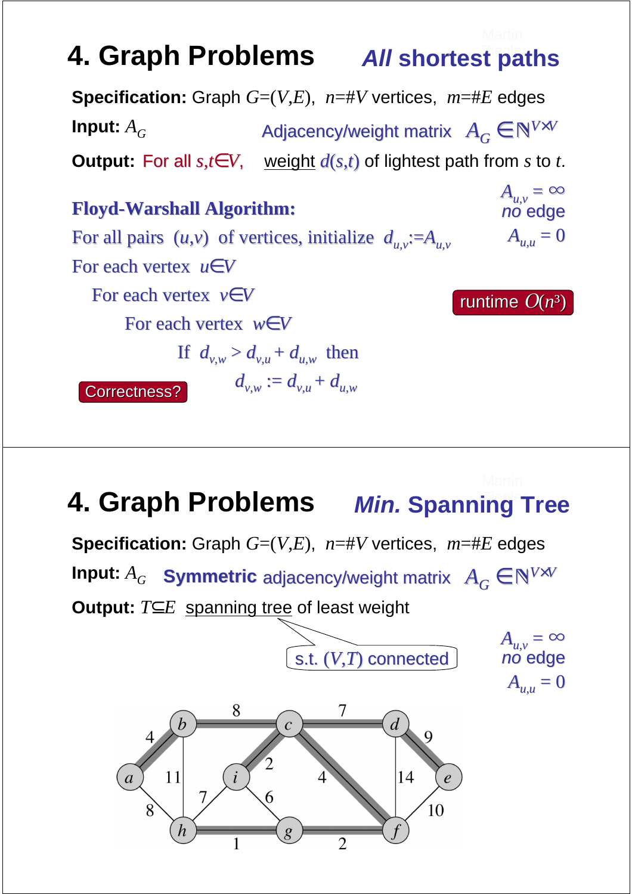# 4. Graph Problems — *All* shortest paths

**Specification:** Graph $G=(V,E)$, $n=\#V$ vertices, $m=\#E$ edges

**Input:** $A_G$ — Adjacency/weight matrix $A_G \in \mathbb{N}^{V\times V}$

**Output:** For all $s,t \in V$, weight $d(s,t)$ of lightest path from $s$ to $t$.

$A_{u,v} = \infty$ *no* edge

$A_{u,u} = 0$

**Floyd-Warshall Algorithm:**

For all pairs $(u,v)$ of vertices, initialize $d_{u,v} := A_{u,v}$

For each vertex $u \in V$

- For each vertex $v \in V$
  - For each vertex $w \in V$
    - If $d_{v,w} > d_{v,u} + d_{u,w}$ then
      - $d_{v,w} := d_{v,u} + d_{u,w}$

runtime $O(n^3)$

Correctness?

# 4. Graph Problems — *Min.* Spanning Tree

**Specification:** Graph $G=(V,E)$, $n=\#V$ vertices, $m=\#E$ edges

**Input:** $A_G$ — **Symmetric** adjacency/weight matrix $A_G \in \mathbb{N}^{V\times V}$

**Output:** $T \subseteq E$ spanning tree of least weight

s.t. $(V,T)$ connected

$A_{u,v} = \infty$ *no* edge

$A_{u,u} = 0$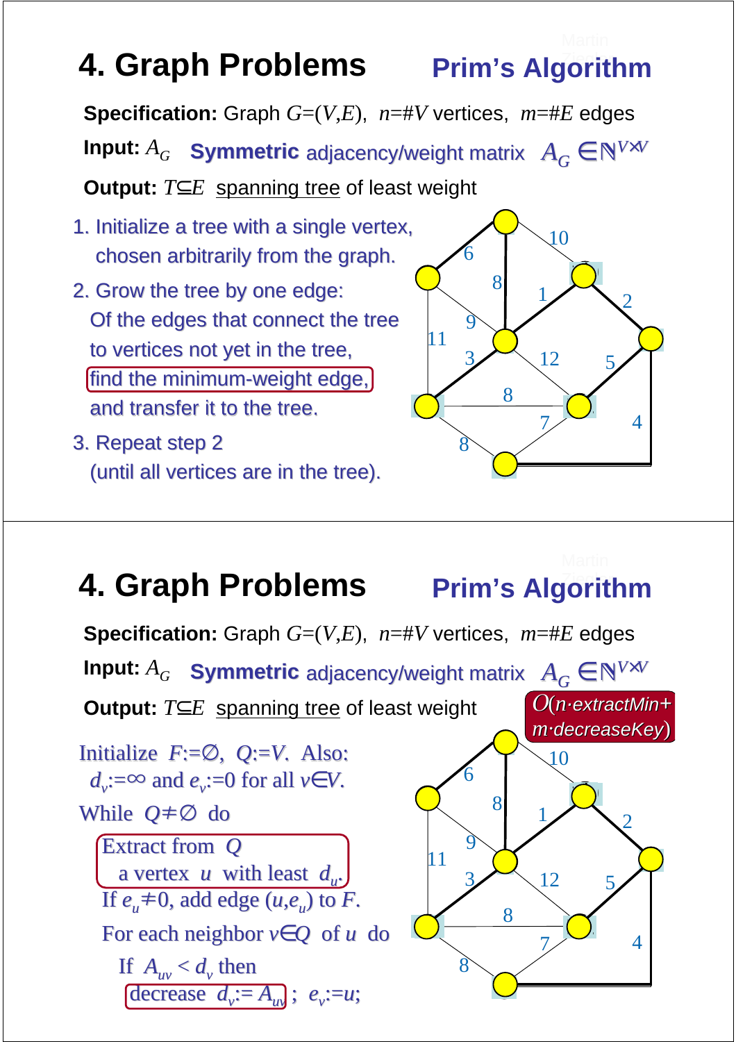# 4. Graph Problems

## Prim's Algorithm

**Specification:** Graph $G=(V,E)$, $n=\#V$ vertices, $m=\#E$ edges

**Input:** $A_G$ **Symmetric** adjacency/weight matrix $A_G \in \mathbb{N}^{V \times V}$

**Output:** $T \subseteq E$ spanning tree of least weight

1. Initialize a tree with a single vertex, chosen arbitrarily from the graph.
2. Grow the tree by one edge: Of the edges that connect the tree to vertices not yet in the tree, find the minimum-weight edge, and transfer it to the tree.
3. Repeat step 2 (until all vertices are in the tree).

# 4. Graph Problems

## Prim's Algorithm

**Specification:** Graph $G=(V,E)$, $n=\#V$ vertices, $m=\#E$ edges

**Input:** $A_G$ **Symmetric** adjacency/weight matrix $A_G \in \mathbb{N}^{V \times V}$

**Output:** $T \subseteq E$ spanning tree of least weight

$O(n \cdot extractMin + m \cdot decreaseKey)$

Initialize $F:=\emptyset$, $Q:=V$. Also: $d_v:=\infty$ and $e_v:=0$ for all $v \in V$.

While $Q \neq \emptyset$ do

- Extract from $Q$ a vertex $u$ with least $d_u$.
- If $e_u \neq 0$, add edge $(u,e_u)$ to $F$.
- For each neighbor $v \in Q$ of $u$ do
  - If $A_{uv} < d_v$ then decrease $d_v := A_{uv}$ ; $e_v := u$;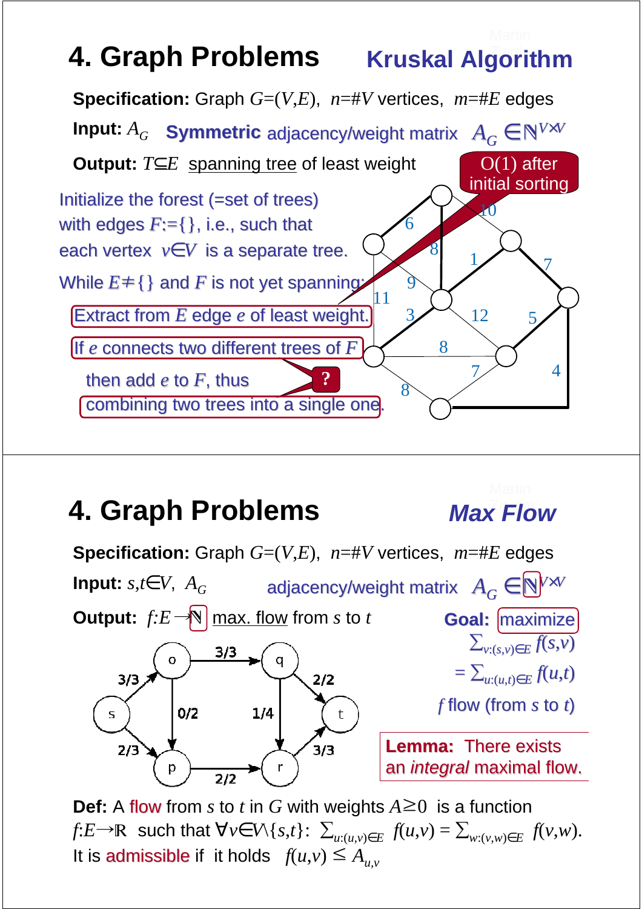# 4. Graph Problems

## Kruskal Algorithm

**Specification:** Graph $G=(V,E)$, $n=\#V$ vertices, $m=\#E$ edges

**Input:** $A_G$ **Symmetric** adjacency/weight matrix $A_G \in \mathbb{N}^{V\times V}$

**Output:** $T\subseteq E$ spanning tree of least weight

O(1) after initial sorting

Initialize the forest (=set of trees) with edges $F:=\{\}$, i.e., such that each vertex $v\in V$ is a separate tree.

While $E\neq\{\}$ and $F$ is not yet spanning:

- Extract from $E$ edge $e$ of least weight.
- If $e$ connects two different trees of $F$ then add $e$ to $F$, thus combining two trees into a single one.

?

# 4. Graph Problems

## Max Flow

**Specification:** Graph $G=(V,E)$, $n=\#V$ vertices, $m=\#E$ edges

**Input:** $s,t\in V$, $A_G$ adjacency/weight matrix $A_G \in \mathbb{N}^{V\times V}$

**Output:** $f:E\rightarrow\mathbb{N}$ max. flow from $s$ to $t$

**Goal:** maximize $\sum_{v:(s,v)\in E} f(s,v) = \sum_{u:(u,t)\in E} f(u,t)$ $f$ flow (from $s$ to $t$)

**Lemma:** There exists an *integral* maximal flow.

**Def:** A flow from $s$ to $t$ in $G$ with weights $A\geq 0$ is a function $f:E\rightarrow\mathbb{R}$ such that $\forall v\in V\setminus\{s,t\}$: $\sum_{u:(u,v)\in E} f(u,v) = \sum_{w:(v,w)\in E} f(v,w)$. It is admissible if it holds $f(u,v)\leq A_{u,v}$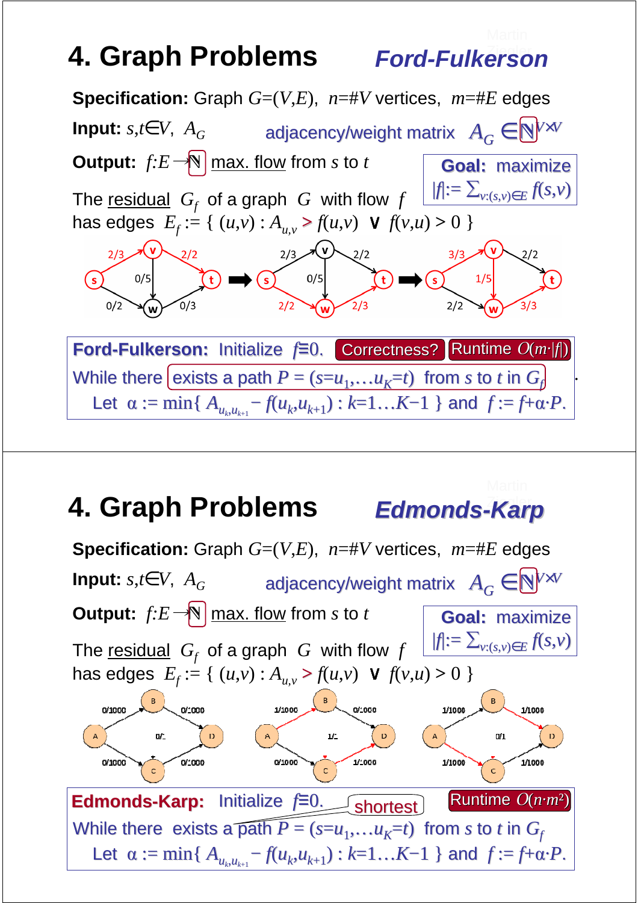# 4. Graph Problems — *Ford-Fulkerson*

**Specification:** Graph $G=(V,E)$, $n=\#V$ vertices, $m=\#E$ edges

**Input:** $s,t \in V$, $A_G$ adjacency/weight matrix $A_G \in \mathbb{N}^{V \times V}$

**Output:** $f: E \to \mathbb{N}$ max. flow from $s$ to $t$

**Goal:** maximize $|f| := \sum_{v:(s,v)\in E} f(s,v)$

The residual $G_f$ of a graph $G$ with flow $f$ has edges $E_f := \{ (u,v) : A_{u,v} > f(u,v) \lor f(v,u) > 0 \}$

**Ford-Fulkerson:** Initialize $f \equiv 0$. Correctness? Runtime $O(m \cdot |f|)$

While there exists a path $P = (s=u_1,\ldots u_K=t)$ from $s$ to $t$ in $G_f$

Let $\alpha := \min\{ A_{u_k,u_{k+1}} - f(u_k,u_{k+1}) : k=1\ldots K-1 \}$ and $f := f + \alpha \cdot P$.

# 4. Graph Problems — *Edmonds-Karp*

**Specification:** Graph $G=(V,E)$, $n=\#V$ vertices, $m=\#E$ edges

**Input:** $s,t \in V$, $A_G$ adjacency/weight matrix $A_G \in \mathbb{N}^{V \times V}$

**Output:** $f: E \to \mathbb{N}$ max. flow from $s$ to $t$

**Goal:** maximize $|f| := \sum_{v:(s,v)\in E} f(s,v)$

The residual $G_f$ of a graph $G$ with flow $f$ has edges $E_f := \{ (u,v) : A_{u,v} > f(u,v) \lor f(v,u) > 0 \}$

**Edmonds-Karp:** Initialize $f \equiv 0$. Runtime $O(n \cdot m^2)$

While there exists a (shortest) path $P = (s=u_1,\ldots u_K=t)$ from $s$ to $t$ in $G_f$

Let $\alpha := \min\{ A_{u_k,u_{k+1}} - f(u_k,u_{k+1}) : k=1\ldots K-1 \}$ and $f := f + \alpha \cdot P$.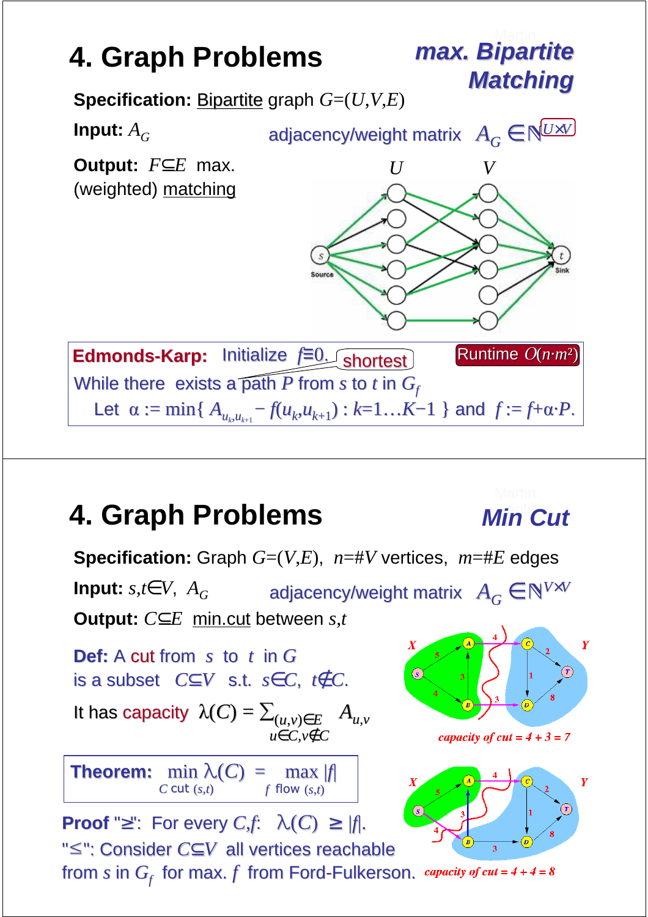# 4. Graph Problems

## *max. Bipartite Matching*

**Specification:** Bipartite graph $G=(U,V,E)$

**Input:** $A_G$ adjacency/weight matrix $A_G \in \mathbb{N}^{U\times V}$

**Output:** $F\subseteq E$ max. (weighted) matching

U

V

s

Source

t

Sink

**Edmonds-Karp:** Initialize $f\equiv 0$. Runtime $O(n\cdot m^2)$

While there exists a shortest path $P$ from $s$ to $t$ in $G_f$

Let $\alpha := \min\{ A_{u_k,u_{k+1}} - f(u_k,u_{k+1}) : k=1\ldots K-1 \}$ and $f := f+\alpha\cdot P$.

# 4. Graph Problems

## *Min Cut*

**Specification:** Graph $G=(V,E)$, $n=\#V$ vertices, $m=\#E$ edges

**Input:** $s,t\in V$, $A_G$ adjacency/weight matrix $A_G \in \mathbb{N}^{V\times V}$

**Output:** $C\subseteq E$ min.cut between $s,t$

**Def:** A cut from $s$ to $t$ in $G$ is a subset $C\subseteq V$ s.t. $s\in C$, $t\notin C$.

It has capacity $\lambda(C) = \sum_{(u,v)\in E,\ u\in C, v\notin C} A_{u,v}$

X

Y

A

B

C

D

S

T

5

4

3

4

3

1

2

8

*capacity of cut = 4 + 3 = 7*

**Theorem:** $\min_{C \text{ cut } (s,t)} \lambda(C) = \max_{f \text{ flow } (s,t)} |f|$

X

Y

A

B

C

D

S

T

5

4

3

4

3

1

2

8

*capacity of cut = 4 + 4 = 8*

**Proof** "≥": For every $C,f$: $\lambda(C) \geq |f|$.

"≤": Consider $C\subseteq V$ all vertices reachable from $s$ in $G_f$ for max. $f$ from Ford-Fulkerson.